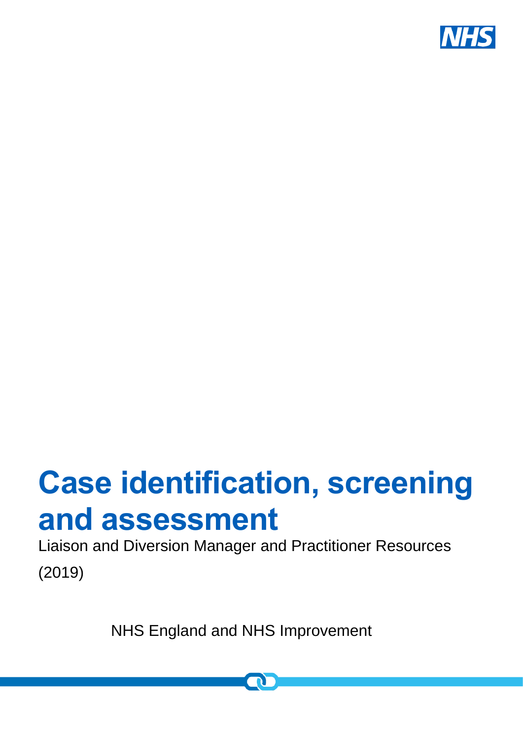# Case identification, screening and assessment

Liaison and Diversion Manager and Practitioner Resources

(2019)

NHS England and NHS Improvement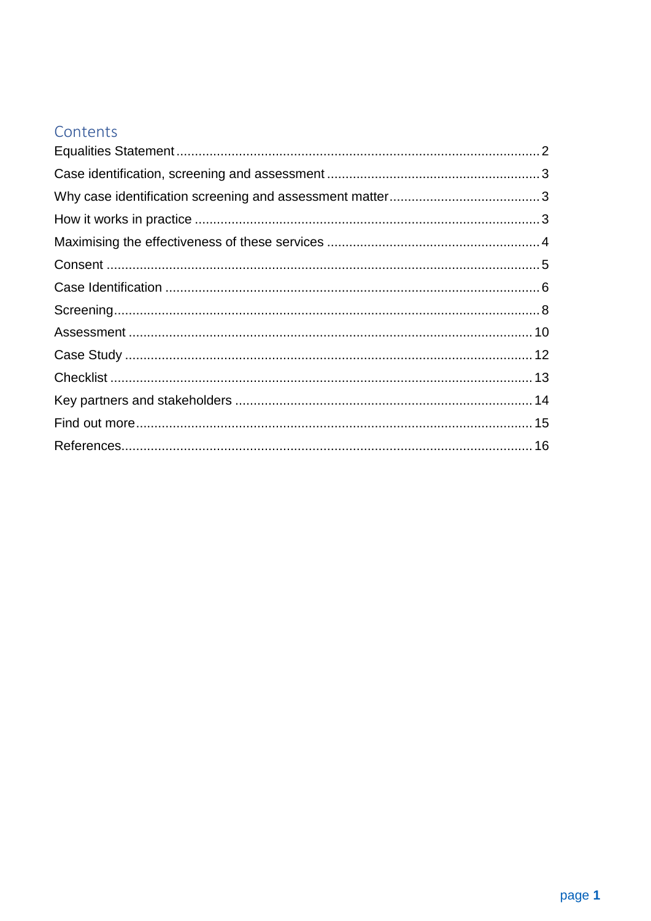# Contents

- Equalities Statement ........ 2
- Case identification, screening and assessment ........ 3
- Why case identification screening and assessment matter ........ 3
- How it works in practice ........ 3
- Maximising the effectiveness of these services ........ 4
- Consent ........ 5
- Case Identification ........ 6
- Screening ........ 8
- Assessment ........ 10
- Case Study ........ 12
- Checklist ........ 13
- Key partners and stakeholders ........ 14
- Find out more ........ 15
- References ........ 16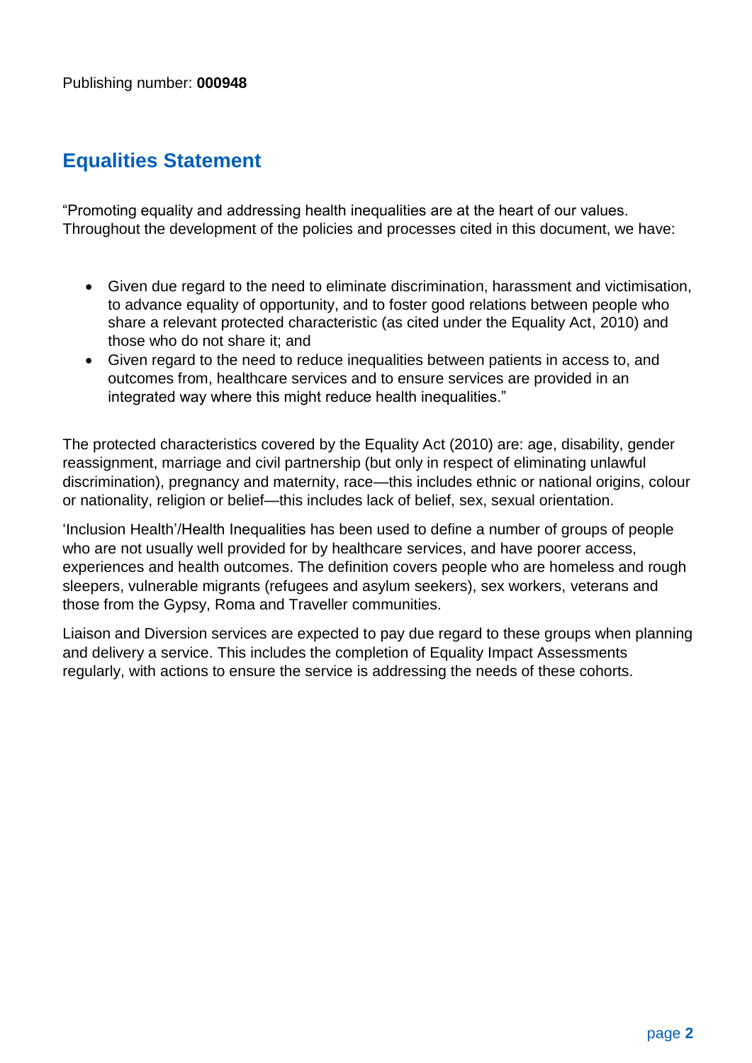Publishing number: **000948**

## Equalities Statement

“Promoting equality and addressing health inequalities are at the heart of our values. Throughout the development of the policies and processes cited in this document, we have:

- Given due regard to the need to eliminate discrimination, harassment and victimisation, to advance equality of opportunity, and to foster good relations between people who share a relevant protected characteristic (as cited under the Equality Act, 2010) and those who do not share it; and
- Given regard to the need to reduce inequalities between patients in access to, and outcomes from, healthcare services and to ensure services are provided in an integrated way where this might reduce health inequalities.”

The protected characteristics covered by the Equality Act (2010) are: age, disability, gender reassignment, marriage and civil partnership (but only in respect of eliminating unlawful discrimination), pregnancy and maternity, race—this includes ethnic or national origins, colour or nationality, religion or belief—this includes lack of belief, sex, sexual orientation.

‘Inclusion Health’/Health Inequalities has been used to define a number of groups of people who are not usually well provided for by healthcare services, and have poorer access, experiences and health outcomes. The definition covers people who are homeless and rough sleepers, vulnerable migrants (refugees and asylum seekers), sex workers, veterans and those from the Gypsy, Roma and Traveller communities.

Liaison and Diversion services are expected to pay due regard to these groups when planning and delivery a service. This includes the completion of Equality Impact Assessments regularly, with actions to ensure the service is addressing the needs of these cohorts.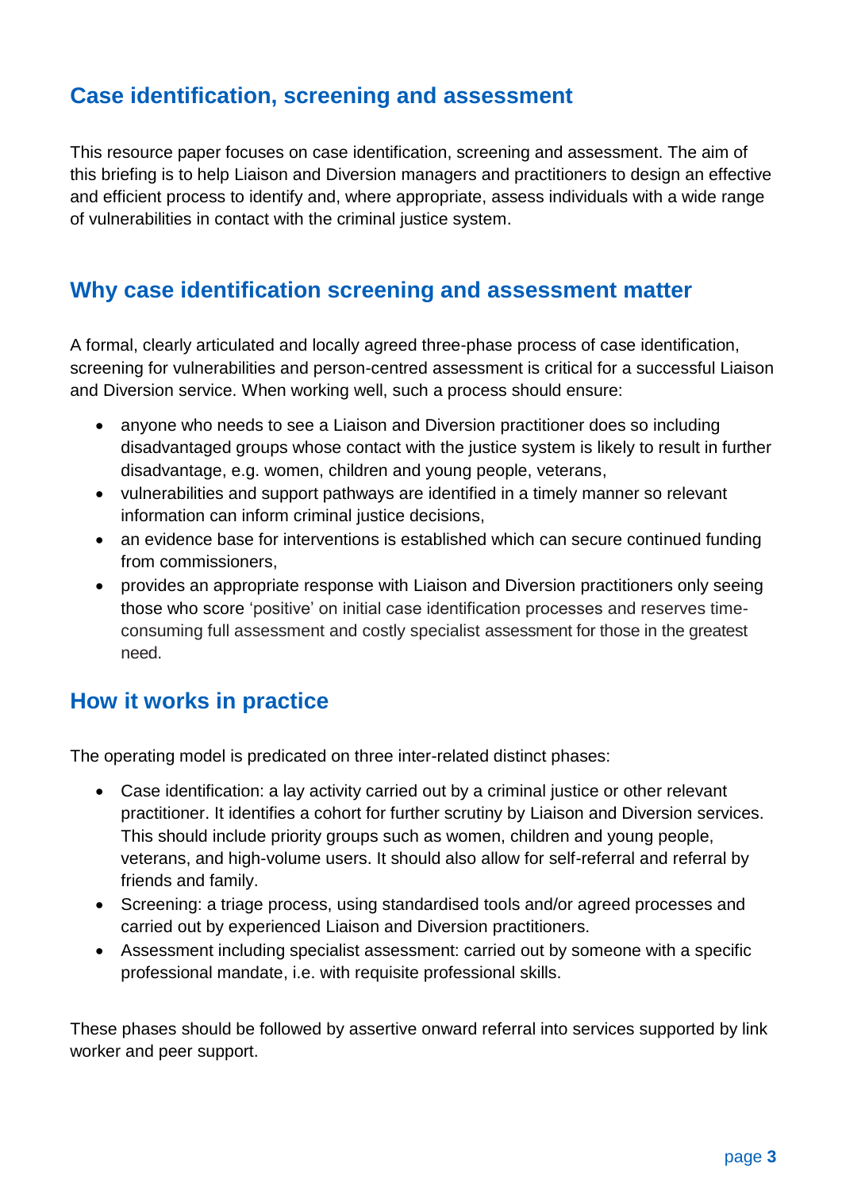## Case identification, screening and assessment

This resource paper focuses on case identification, screening and assessment. The aim of this briefing is to help Liaison and Diversion managers and practitioners to design an effective and efficient process to identify and, where appropriate, assess individuals with a wide range of vulnerabilities in contact with the criminal justice system.

## Why case identification screening and assessment matter

A formal, clearly articulated and locally agreed three-phase process of case identification, screening for vulnerabilities and person-centred assessment is critical for a successful Liaison and Diversion service. When working well, such a process should ensure:

- anyone who needs to see a Liaison and Diversion practitioner does so including disadvantaged groups whose contact with the justice system is likely to result in further disadvantage, e.g. women, children and young people, veterans,
- vulnerabilities and support pathways are identified in a timely manner so relevant information can inform criminal justice decisions,
- an evidence base for interventions is established which can secure continued funding from commissioners,
- provides an appropriate response with Liaison and Diversion practitioners only seeing those who score 'positive' on initial case identification processes and reserves time-consuming full assessment and costly specialist assessment for those in the greatest need.

## How it works in practice

The operating model is predicated on three inter-related distinct phases:

- Case identification: a lay activity carried out by a criminal justice or other relevant practitioner. It identifies a cohort for further scrutiny by Liaison and Diversion services. This should include priority groups such as women, children and young people, veterans, and high-volume users. It should also allow for self-referral and referral by friends and family.
- Screening: a triage process, using standardised tools and/or agreed processes and carried out by experienced Liaison and Diversion practitioners.
- Assessment including specialist assessment: carried out by someone with a specific professional mandate, i.e. with requisite professional skills.

These phases should be followed by assertive onward referral into services supported by link worker and peer support.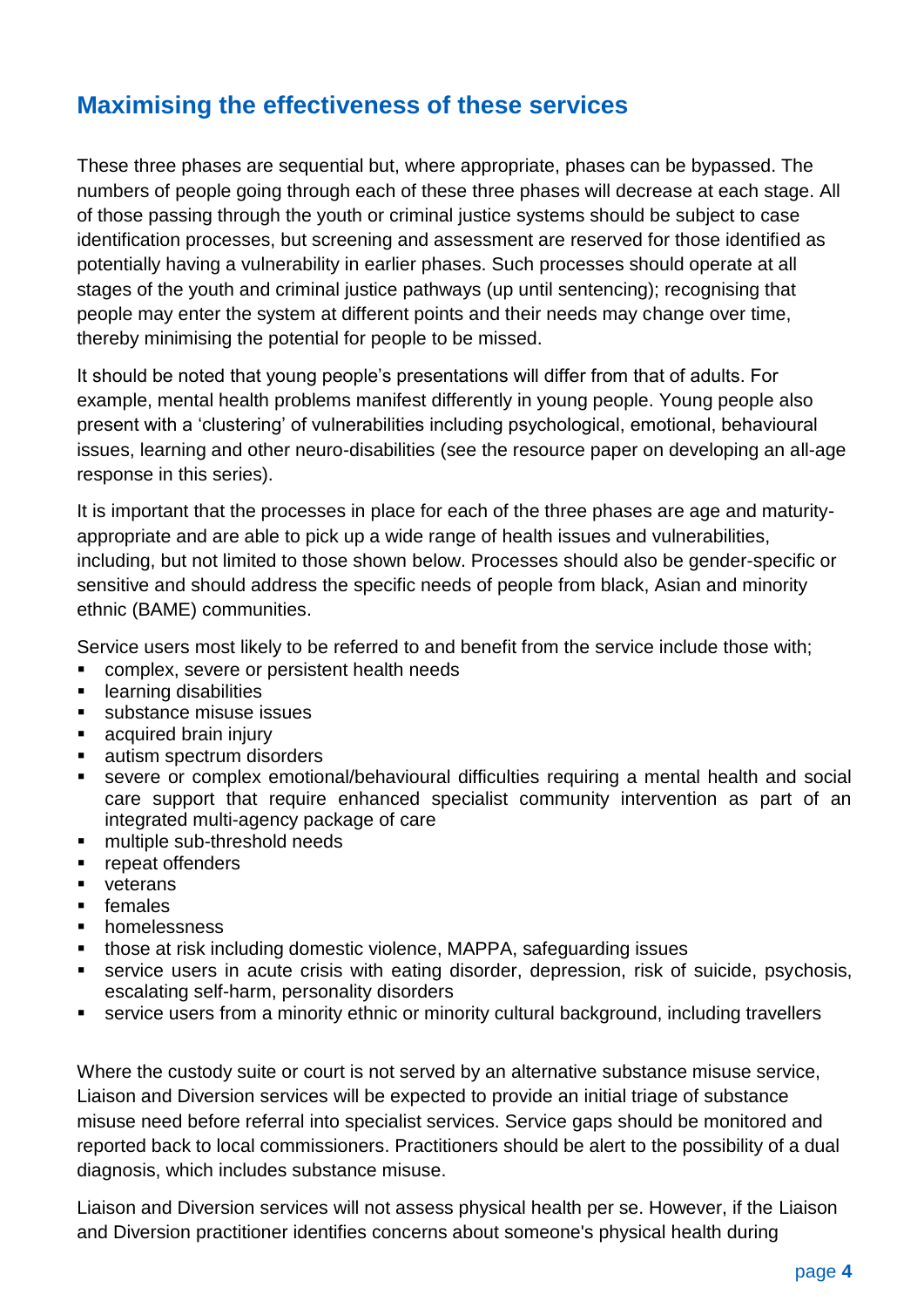## Maximising the effectiveness of these services

These three phases are sequential but, where appropriate, phases can be bypassed. The numbers of people going through each of these three phases will decrease at each stage. All of those passing through the youth or criminal justice systems should be subject to case identification processes, but screening and assessment are reserved for those identified as potentially having a vulnerability in earlier phases. Such processes should operate at all stages of the youth and criminal justice pathways (up until sentencing); recognising that people may enter the system at different points and their needs may change over time, thereby minimising the potential for people to be missed.

It should be noted that young people's presentations will differ from that of adults. For example, mental health problems manifest differently in young people. Young people also present with a 'clustering' of vulnerabilities including psychological, emotional, behavioural issues, learning and other neuro-disabilities (see the resource paper on developing an all-age response in this series).

It is important that the processes in place for each of the three phases are age and maturity-appropriate and are able to pick up a wide range of health issues and vulnerabilities, including, but not limited to those shown below. Processes should also be gender-specific or sensitive and should address the specific needs of people from black, Asian and minority ethnic (BAME) communities.

Service users most likely to be referred to and benefit from the service include those with;

- complex, severe or persistent health needs
- learning disabilities
- substance misuse issues
- acquired brain injury
- autism spectrum disorders
- severe or complex emotional/behavioural difficulties requiring a mental health and social care support that require enhanced specialist community intervention as part of an integrated multi-agency package of care
- multiple sub-threshold needs
- repeat offenders
- veterans
- females
- homelessness
- those at risk including domestic violence, MAPPA, safeguarding issues
- service users in acute crisis with eating disorder, depression, risk of suicide, psychosis, escalating self-harm, personality disorders
- service users from a minority ethnic or minority cultural background, including travellers

Where the custody suite or court is not served by an alternative substance misuse service, Liaison and Diversion services will be expected to provide an initial triage of substance misuse need before referral into specialist services. Service gaps should be monitored and reported back to local commissioners. Practitioners should be alert to the possibility of a dual diagnosis, which includes substance misuse.

Liaison and Diversion services will not assess physical health per se. However, if the Liaison and Diversion practitioner identifies concerns about someone's physical health during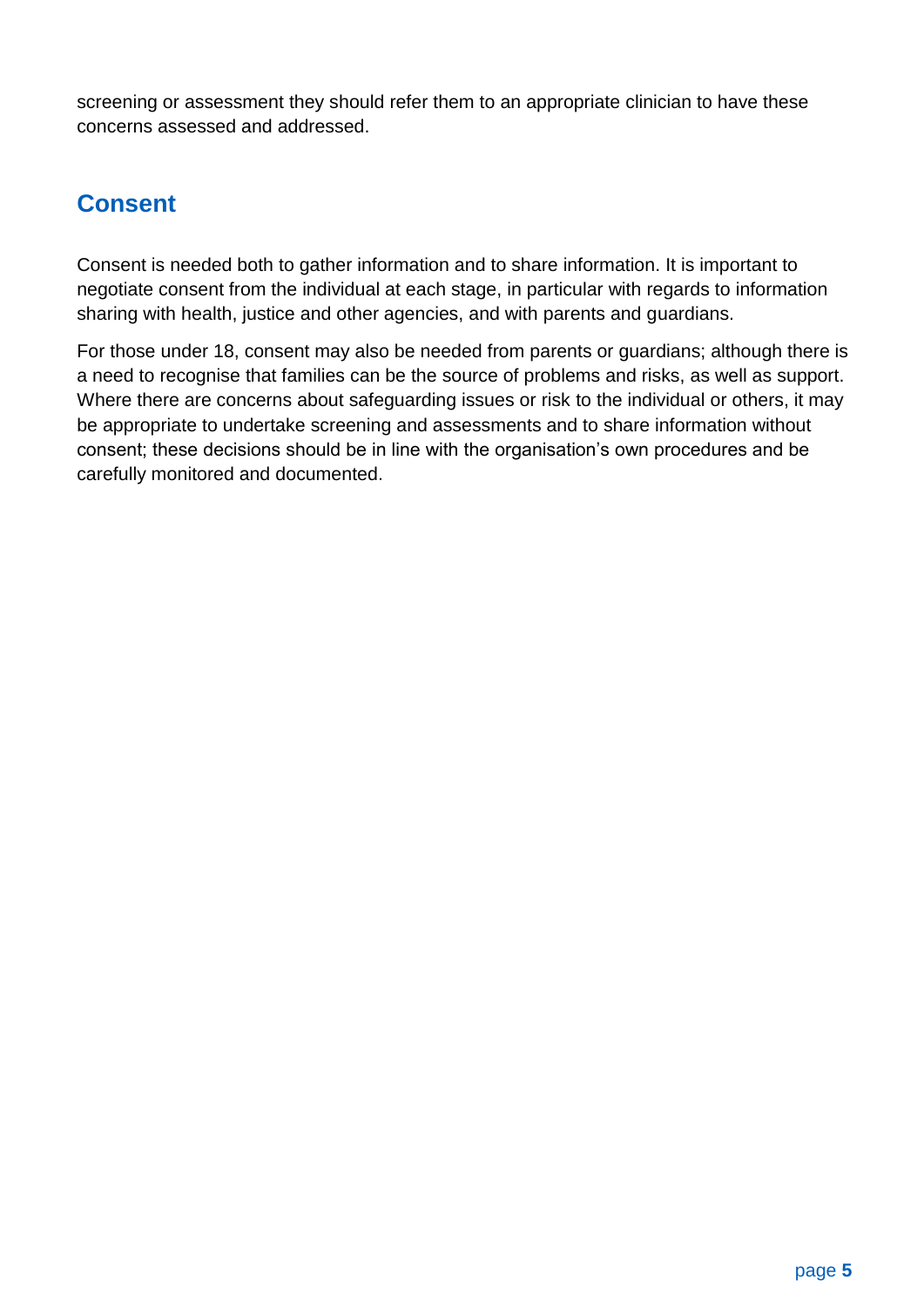screening or assessment they should refer them to an appropriate clinician to have these concerns assessed and addressed.

## Consent

Consent is needed both to gather information and to share information. It is important to negotiate consent from the individual at each stage, in particular with regards to information sharing with health, justice and other agencies, and with parents and guardians.

For those under 18, consent may also be needed from parents or guardians; although there is a need to recognise that families can be the source of problems and risks, as well as support. Where there are concerns about safeguarding issues or risk to the individual or others, it may be appropriate to undertake screening and assessments and to share information without consent; these decisions should be in line with the organisation's own procedures and be carefully monitored and documented.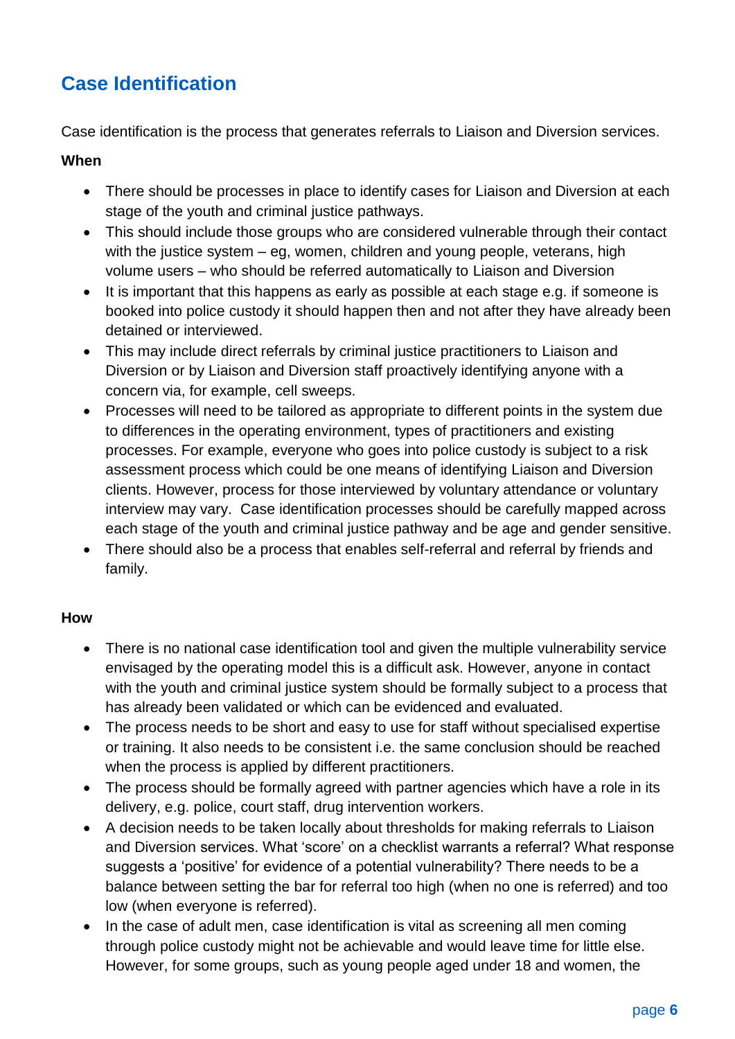## Case Identification

Case identification is the process that generates referrals to Liaison and Diversion services.

**When**

- There should be processes in place to identify cases for Liaison and Diversion at each stage of the youth and criminal justice pathways.
- This should include those groups who are considered vulnerable through their contact with the justice system – eg, women, children and young people, veterans, high volume users – who should be referred automatically to Liaison and Diversion
- It is important that this happens as early as possible at each stage e.g. if someone is booked into police custody it should happen then and not after they have already been detained or interviewed.
- This may include direct referrals by criminal justice practitioners to Liaison and Diversion or by Liaison and Diversion staff proactively identifying anyone with a concern via, for example, cell sweeps.
- Processes will need to be tailored as appropriate to different points in the system due to differences in the operating environment, types of practitioners and existing processes. For example, everyone who goes into police custody is subject to a risk assessment process which could be one means of identifying Liaison and Diversion clients. However, process for those interviewed by voluntary attendance or voluntary interview may vary. Case identification processes should be carefully mapped across each stage of the youth and criminal justice pathway and be age and gender sensitive.
- There should also be a process that enables self-referral and referral by friends and family.

**How**

- There is no national case identification tool and given the multiple vulnerability service envisaged by the operating model this is a difficult ask. However, anyone in contact with the youth and criminal justice system should be formally subject to a process that has already been validated or which can be evidenced and evaluated.
- The process needs to be short and easy to use for staff without specialised expertise or training. It also needs to be consistent i.e. the same conclusion should be reached when the process is applied by different practitioners.
- The process should be formally agreed with partner agencies which have a role in its delivery, e.g. police, court staff, drug intervention workers.
- A decision needs to be taken locally about thresholds for making referrals to Liaison and Diversion services. What 'score' on a checklist warrants a referral? What response suggests a 'positive' for evidence of a potential vulnerability? There needs to be a balance between setting the bar for referral too high (when no one is referred) and too low (when everyone is referred).
- In the case of adult men, case identification is vital as screening all men coming through police custody might not be achievable and would leave time for little else. However, for some groups, such as young people aged under 18 and women, the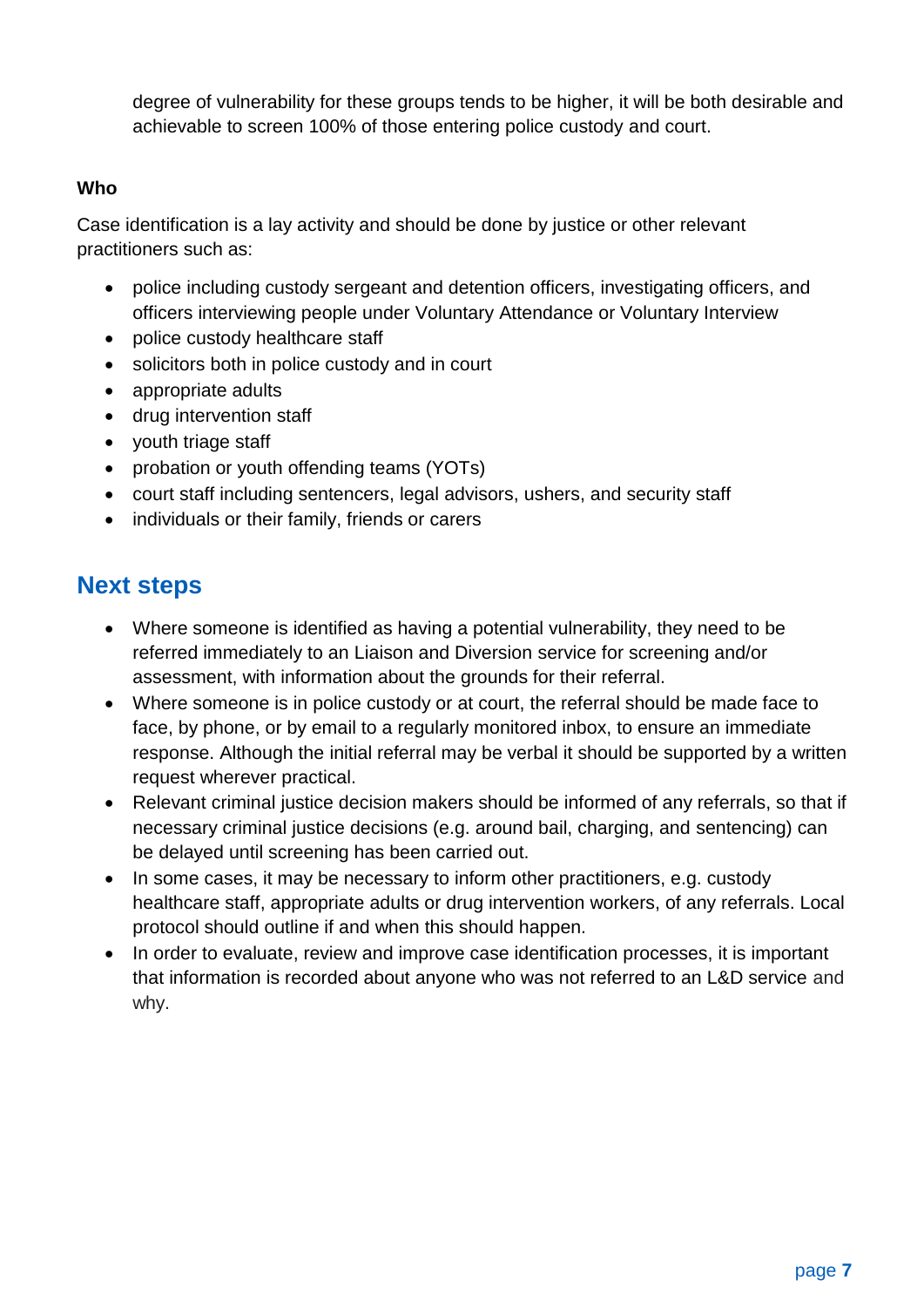degree of vulnerability for these groups tends to be higher, it will be both desirable and achievable to screen 100% of those entering police custody and court.

**Who**

Case identification is a lay activity and should be done by justice or other relevant practitioners such as:

- police including custody sergeant and detention officers, investigating officers, and officers interviewing people under Voluntary Attendance or Voluntary Interview
- police custody healthcare staff
- solicitors both in police custody and in court
- appropriate adults
- drug intervention staff
- youth triage staff
- probation or youth offending teams (YOTs)
- court staff including sentencers, legal advisors, ushers, and security staff
- individuals or their family, friends or carers

## Next steps

- Where someone is identified as having a potential vulnerability, they need to be referred immediately to an Liaison and Diversion service for screening and/or assessment, with information about the grounds for their referral.
- Where someone is in police custody or at court, the referral should be made face to face, by phone, or by email to a regularly monitored inbox, to ensure an immediate response. Although the initial referral may be verbal it should be supported by a written request wherever practical.
- Relevant criminal justice decision makers should be informed of any referrals, so that if necessary criminal justice decisions (e.g. around bail, charging, and sentencing) can be delayed until screening has been carried out.
- In some cases, it may be necessary to inform other practitioners, e.g. custody healthcare staff, appropriate adults or drug intervention workers, of any referrals. Local protocol should outline if and when this should happen.
- In order to evaluate, review and improve case identification processes, it is important that information is recorded about anyone who was not referred to an L&D service and why.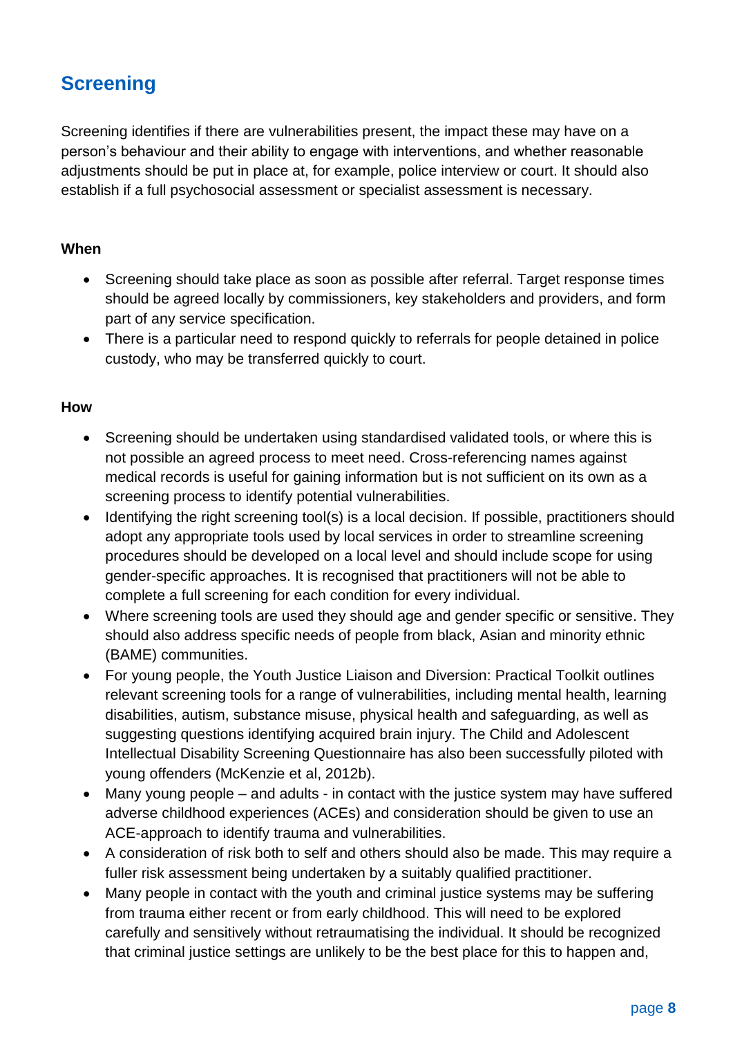## Screening

Screening identifies if there are vulnerabilities present, the impact these may have on a person's behaviour and their ability to engage with interventions, and whether reasonable adjustments should be put in place at, for example, police interview or court. It should also establish if a full psychosocial assessment or specialist assessment is necessary.

**When**

- Screening should take place as soon as possible after referral. Target response times should be agreed locally by commissioners, key stakeholders and providers, and form part of any service specification.
- There is a particular need to respond quickly to referrals for people detained in police custody, who may be transferred quickly to court.

**How**

- Screening should be undertaken using standardised validated tools, or where this is not possible an agreed process to meet need. Cross-referencing names against medical records is useful for gaining information but is not sufficient on its own as a screening process to identify potential vulnerabilities.
- Identifying the right screening tool(s) is a local decision. If possible, practitioners should adopt any appropriate tools used by local services in order to streamline screening procedures should be developed on a local level and should include scope for using gender-specific approaches. It is recognised that practitioners will not be able to complete a full screening for each condition for every individual.
- Where screening tools are used they should age and gender specific or sensitive. They should also address specific needs of people from black, Asian and minority ethnic (BAME) communities.
- For young people, the Youth Justice Liaison and Diversion: Practical Toolkit outlines relevant screening tools for a range of vulnerabilities, including mental health, learning disabilities, autism, substance misuse, physical health and safeguarding, as well as suggesting questions identifying acquired brain injury. The Child and Adolescent Intellectual Disability Screening Questionnaire has also been successfully piloted with young offenders (McKenzie et al, 2012b).
- Many young people – and adults - in contact with the justice system may have suffered adverse childhood experiences (ACEs) and consideration should be given to use an ACE-approach to identify trauma and vulnerabilities.
- A consideration of risk both to self and others should also be made. This may require a fuller risk assessment being undertaken by a suitably qualified practitioner.
- Many people in contact with the youth and criminal justice systems may be suffering from trauma either recent or from early childhood. This will need to be explored carefully and sensitively without retraumatising the individual. It should be recognized that criminal justice settings are unlikely to be the best place for this to happen and,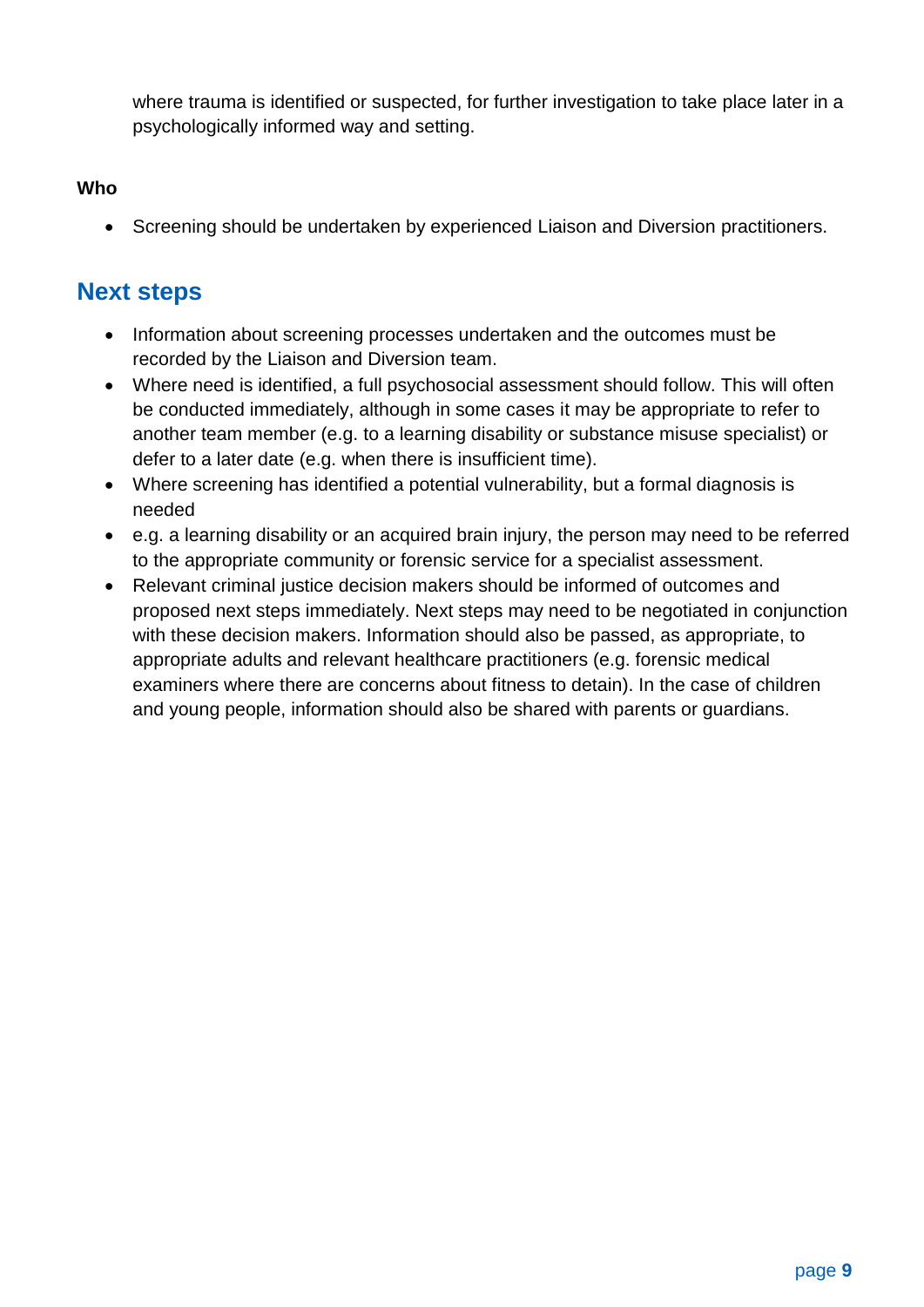where trauma is identified or suspected, for further investigation to take place later in a psychologically informed way and setting.

**Who**

- Screening should be undertaken by experienced Liaison and Diversion practitioners.

## Next steps

- Information about screening processes undertaken and the outcomes must be recorded by the Liaison and Diversion team.
- Where need is identified, a full psychosocial assessment should follow. This will often be conducted immediately, although in some cases it may be appropriate to refer to another team member (e.g. to a learning disability or substance misuse specialist) or defer to a later date (e.g. when there is insufficient time).
- Where screening has identified a potential vulnerability, but a formal diagnosis is needed
- e.g. a learning disability or an acquired brain injury, the person may need to be referred to the appropriate community or forensic service for a specialist assessment.
- Relevant criminal justice decision makers should be informed of outcomes and proposed next steps immediately. Next steps may need to be negotiated in conjunction with these decision makers. Information should also be passed, as appropriate, to appropriate adults and relevant healthcare practitioners (e.g. forensic medical examiners where there are concerns about fitness to detain). In the case of children and young people, information should also be shared with parents or guardians.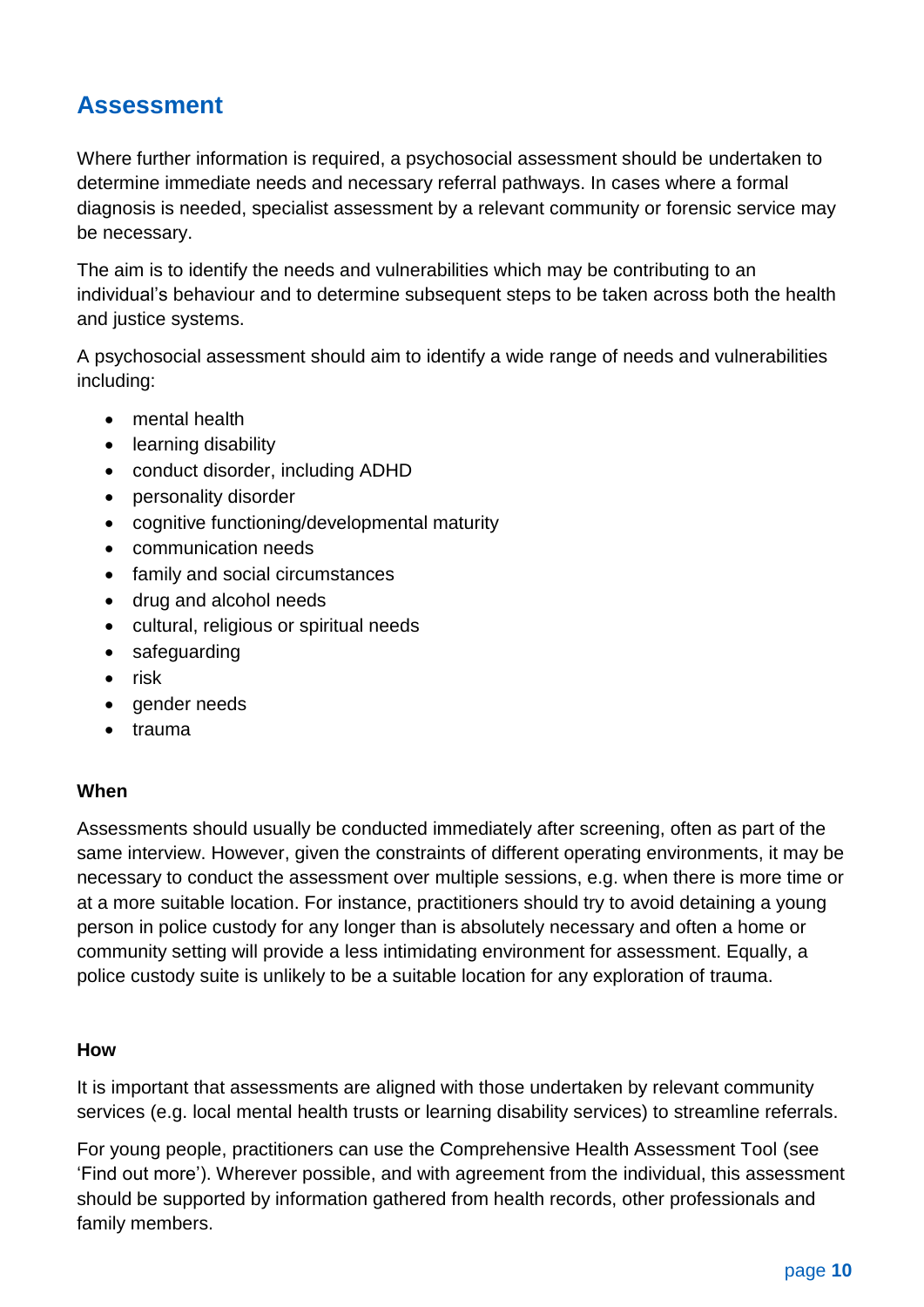## Assessment

Where further information is required, a psychosocial assessment should be undertaken to determine immediate needs and necessary referral pathways. In cases where a formal diagnosis is needed, specialist assessment by a relevant community or forensic service may be necessary.

The aim is to identify the needs and vulnerabilities which may be contributing to an individual's behaviour and to determine subsequent steps to be taken across both the health and justice systems.

A psychosocial assessment should aim to identify a wide range of needs and vulnerabilities including:

- mental health
- learning disability
- conduct disorder, including ADHD
- personality disorder
- cognitive functioning/developmental maturity
- communication needs
- family and social circumstances
- drug and alcohol needs
- cultural, religious or spiritual needs
- safeguarding
- risk
- gender needs
- trauma

**When**

Assessments should usually be conducted immediately after screening, often as part of the same interview. However, given the constraints of different operating environments, it may be necessary to conduct the assessment over multiple sessions, e.g. when there is more time or at a more suitable location. For instance, practitioners should try to avoid detaining a young person in police custody for any longer than is absolutely necessary and often a home or community setting will provide a less intimidating environment for assessment. Equally, a police custody suite is unlikely to be a suitable location for any exploration of trauma.

**How**

It is important that assessments are aligned with those undertaken by relevant community services (e.g. local mental health trusts or learning disability services) to streamline referrals.

For young people, practitioners can use the Comprehensive Health Assessment Tool (see 'Find out more'). Wherever possible, and with agreement from the individual, this assessment should be supported by information gathered from health records, other professionals and family members.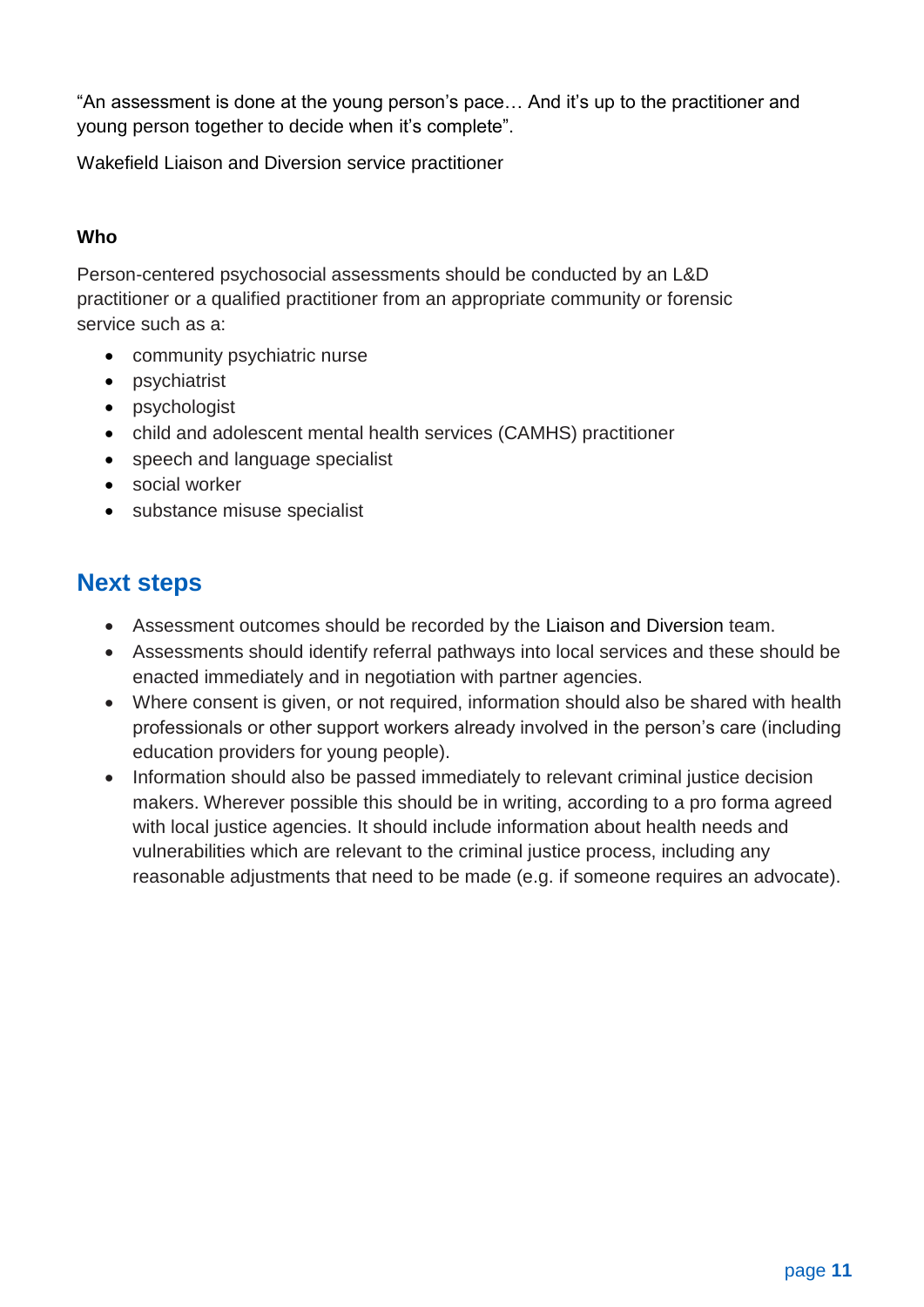"An assessment is done at the young person's pace… And it's up to the practitioner and young person together to decide when it's complete".

Wakefield Liaison and Diversion service practitioner

**Who**

Person-centered psychosocial assessments should be conducted by an L&D practitioner or a qualified practitioner from an appropriate community or forensic service such as a:

- community psychiatric nurse
- psychiatrist
- psychologist
- child and adolescent mental health services (CAMHS) practitioner
- speech and language specialist
- social worker
- substance misuse specialist

## Next steps

- Assessment outcomes should be recorded by the Liaison and Diversion team.
- Assessments should identify referral pathways into local services and these should be enacted immediately and in negotiation with partner agencies.
- Where consent is given, or not required, information should also be shared with health professionals or other support workers already involved in the person's care (including education providers for young people).
- Information should also be passed immediately to relevant criminal justice decision makers. Wherever possible this should be in writing, according to a pro forma agreed with local justice agencies. It should include information about health needs and vulnerabilities which are relevant to the criminal justice process, including any reasonable adjustments that need to be made (e.g. if someone requires an advocate).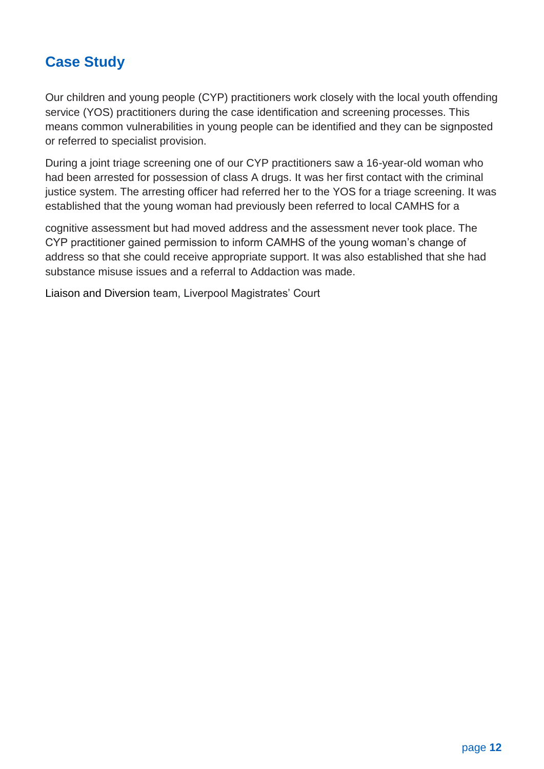## Case Study

Our children and young people (CYP) practitioners work closely with the local youth offending service (YOS) practitioners during the case identification and screening processes. This means common vulnerabilities in young people can be identified and they can be signposted or referred to specialist provision.

During a joint triage screening one of our CYP practitioners saw a 16-year-old woman who had been arrested for possession of class A drugs. It was her first contact with the criminal justice system. The arresting officer had referred her to the YOS for a triage screening. It was established that the young woman had previously been referred to local CAMHS for a cognitive assessment but had moved address and the assessment never took place. The CYP practitioner gained permission to inform CAMHS of the young woman's change of address so that she could receive appropriate support. It was also established that she had substance misuse issues and a referral to Addaction was made.

Liaison and Diversion team, Liverpool Magistrates' Court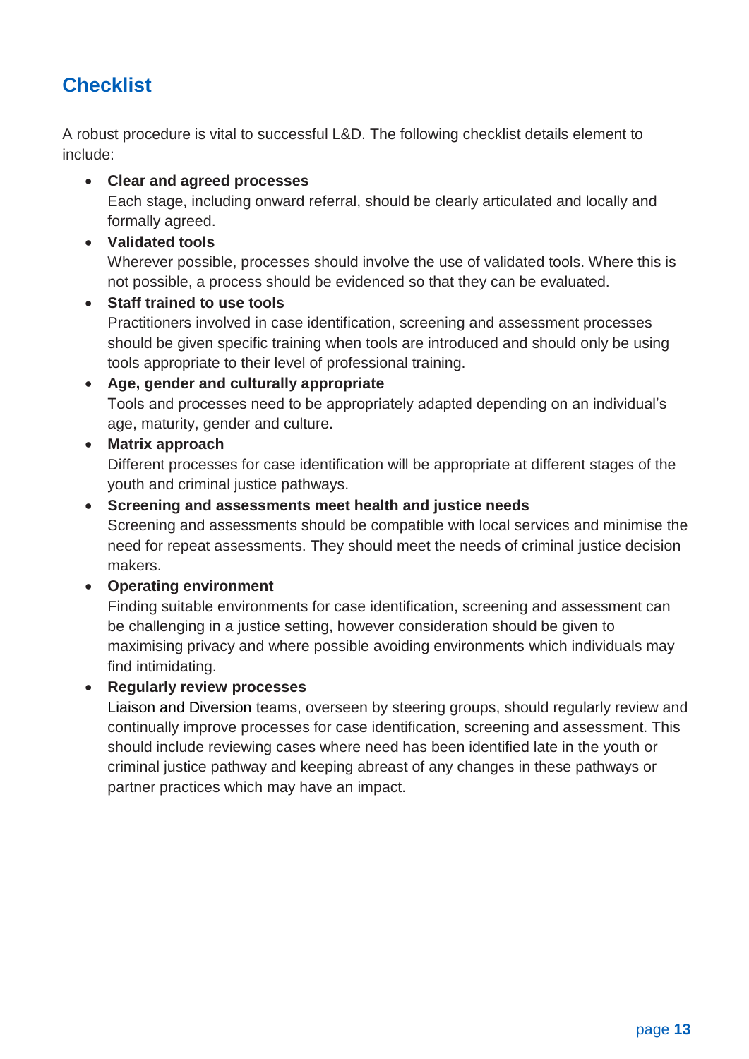## Checklist

A robust procedure is vital to successful L&D. The following checklist details element to include:

- **Clear and agreed processes**
  Each stage, including onward referral, should be clearly articulated and locally and formally agreed.
- **Validated tools**
  Wherever possible, processes should involve the use of validated tools. Where this is not possible, a process should be evidenced so that they can be evaluated.
- **Staff trained to use tools**
  Practitioners involved in case identification, screening and assessment processes should be given specific training when tools are introduced and should only be using tools appropriate to their level of professional training.
- **Age, gender and culturally appropriate**
  Tools and processes need to be appropriately adapted depending on an individual's age, maturity, gender and culture.
- **Matrix approach**
  Different processes for case identification will be appropriate at different stages of the youth and criminal justice pathways.
- **Screening and assessments meet health and justice needs**
  Screening and assessments should be compatible with local services and minimise the need for repeat assessments. They should meet the needs of criminal justice decision makers.
- **Operating environment**
  Finding suitable environments for case identification, screening and assessment can be challenging in a justice setting, however consideration should be given to maximising privacy and where possible avoiding environments which individuals may find intimidating.
- **Regularly review processes**
  Liaison and Diversion teams, overseen by steering groups, should regularly review and continually improve processes for case identification, screening and assessment. This should include reviewing cases where need has been identified late in the youth or criminal justice pathway and keeping abreast of any changes in these pathways or partner practices which may have an impact.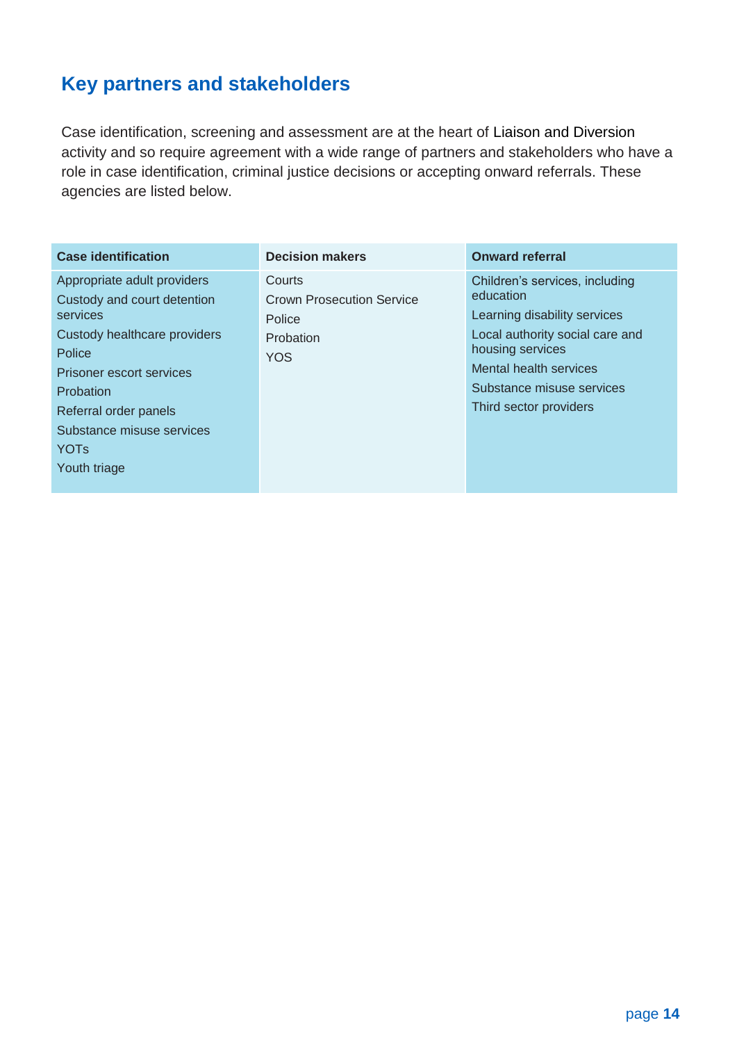## Key partners and stakeholders

Case identification, screening and assessment are at the heart of Liaison and Diversion activity and so require agreement with a wide range of partners and stakeholders who have a role in case identification, criminal justice decisions or accepting onward referrals. These agencies are listed below.

| Case identification | Decision makers | Onward referral |
|---|---|---|
| Appropriate adult providers | Courts | Children's services, including education |
| Custody and court detention services | Crown Prosecution Service | Learning disability services |
| Custody healthcare providers | Police | Local authority social care and housing services |
| Police | Probation | Mental health services |
| Prisoner escort services | YOS | Substance misuse services |
| Probation | | Third sector providers |
| Referral order panels | | |
| Substance misuse services | | |
| YOTs | | |
| Youth triage | | |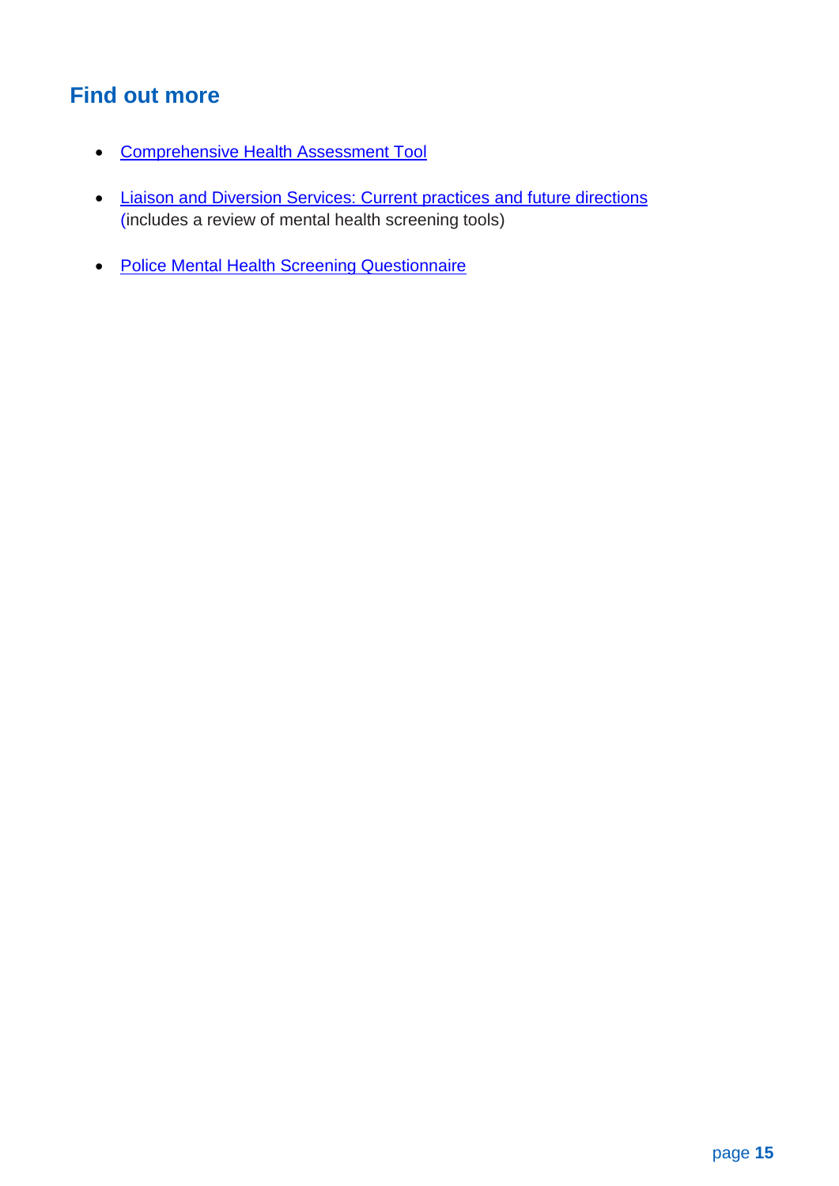## Find out more

- Comprehensive Health Assessment Tool
- Liaison and Diversion Services: Current practices and future directions (includes a review of mental health screening tools)
- Police Mental Health Screening Questionnaire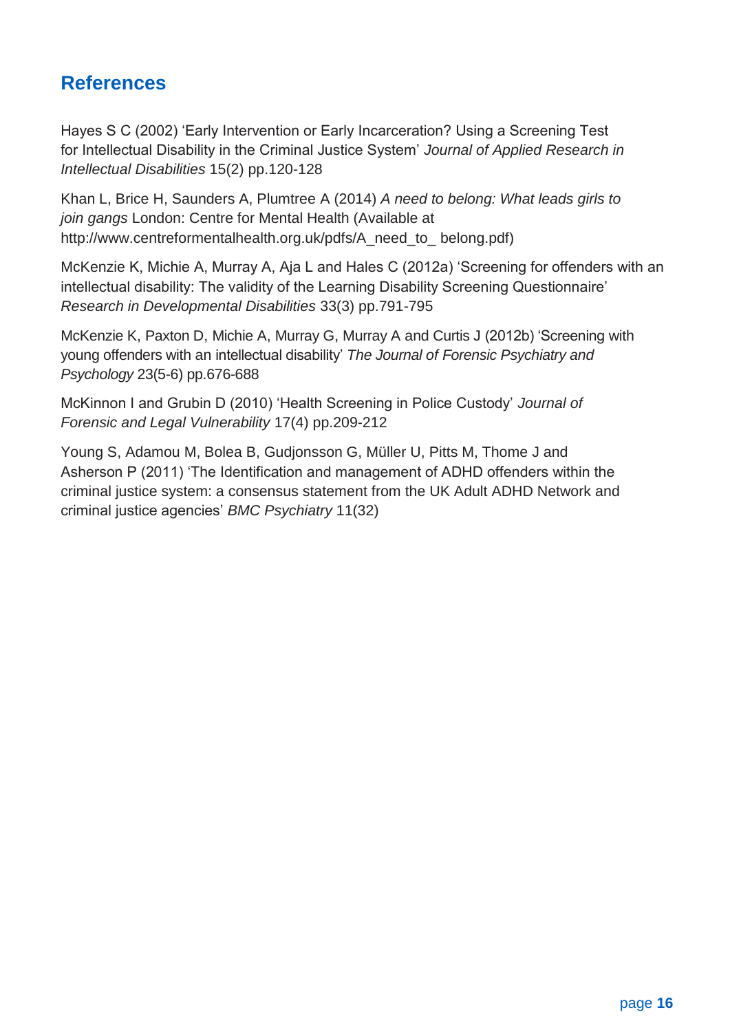## References

Hayes S C (2002) 'Early Intervention or Early Incarceration? Using a Screening Test for Intellectual Disability in the Criminal Justice System' *Journal of Applied Research in Intellectual Disabilities* 15(2) pp.120-128

Khan L, Brice H, Saunders A, Plumtree A (2014) *A need to belong: What leads girls to join gangs* London: Centre for Mental Health (Available at http://www.centreformentalhealth.org.uk/pdfs/A_need_to_ belong.pdf)

McKenzie K, Michie A, Murray A, Aja L and Hales C (2012a) 'Screening for offenders with an intellectual disability: The validity of the Learning Disability Screening Questionnaire' *Research in Developmental Disabilities* 33(3) pp.791-795

McKenzie K, Paxton D, Michie A, Murray G, Murray A and Curtis J (2012b) 'Screening with young offenders with an intellectual disability' *The Journal of Forensic Psychiatry and Psychology* 23(5-6) pp.676-688

McKinnon I and Grubin D (2010) 'Health Screening in Police Custody' *Journal of Forensic and Legal Vulnerability* 17(4) pp.209-212

Young S, Adamou M, Bolea B, Gudjonsson G, Müller U, Pitts M, Thome J and Asherson P (2011) 'The Identification and management of ADHD offenders within the criminal justice system: a consensus statement from the UK Adult ADHD Network and criminal justice agencies' *BMC Psychiatry* 11(32)